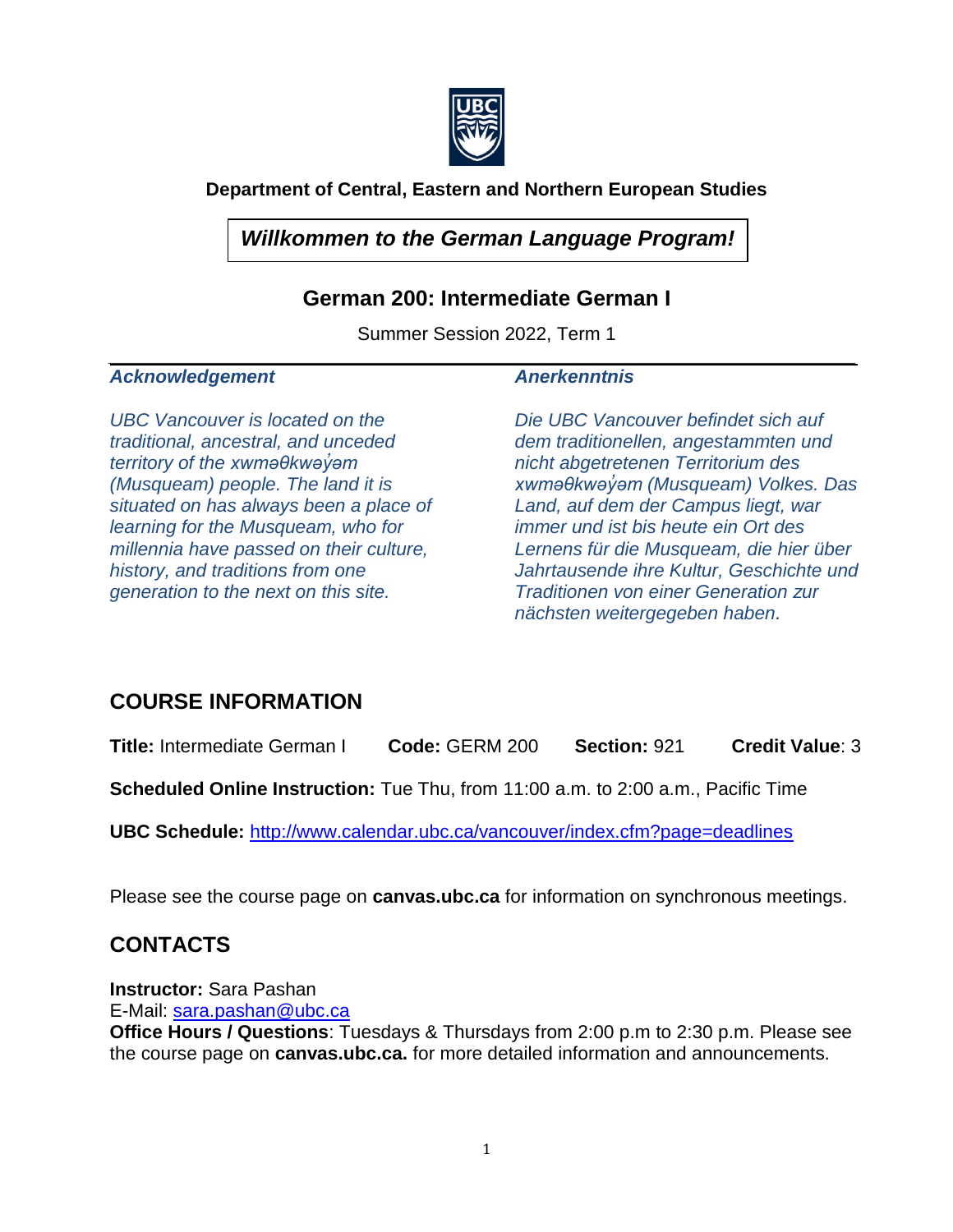**Department of Central, Eastern and Northern European Studies**

***Willkommen to the German Language Program!***

## German 200: Intermediate German I

Summer Session 2022, Term 1

***Acknowledgement***

*UBC Vancouver is located on the traditional, ancestral, and unceded territory of the xʷməθkʷəy̓əm (Musqueam) people. The land it is situated on has always been a place of learning for the Musqueam, who for millennia have passed on their culture, history, and traditions from one generation to the next on this site.*

***Anerkenntnis***

*Die UBC Vancouver befindet sich auf dem traditionellen, angestammten und nicht abgetretenen Territorium des xʷməθkʷəy̓əm (Musqueam) Volkes. Das Land, auf dem der Campus liegt, war immer und ist bis heute ein Ort des Lernens für die Musqueam, die hier über Jahrtausende ihre Kultur, Geschichte und Traditionen von einer Generation zur nächsten weitergegeben haben.*

## COURSE INFORMATION

**Title:** Intermediate German I **Code:** GERM 200 **Section:** 921 **Credit Value**: 3

**Scheduled Online Instruction:** Tue Thu, from 11:00 a.m. to 2:00 a.m., Pacific Time

**UBC Schedule:** http://www.calendar.ubc.ca/vancouver/index.cfm?page=deadlines

Please see the course page on **canvas.ubc.ca** for information on synchronous meetings.

## CONTACTS

**Instructor:** Sara Pashan
E-Mail: sara.pashan@ubc.ca
**Office Hours / Questions**: Tuesdays & Thursdays from 2:00 p.m to 2:30 p.m. Please see the course page on **canvas.ubc.ca.** for more detailed information and announcements.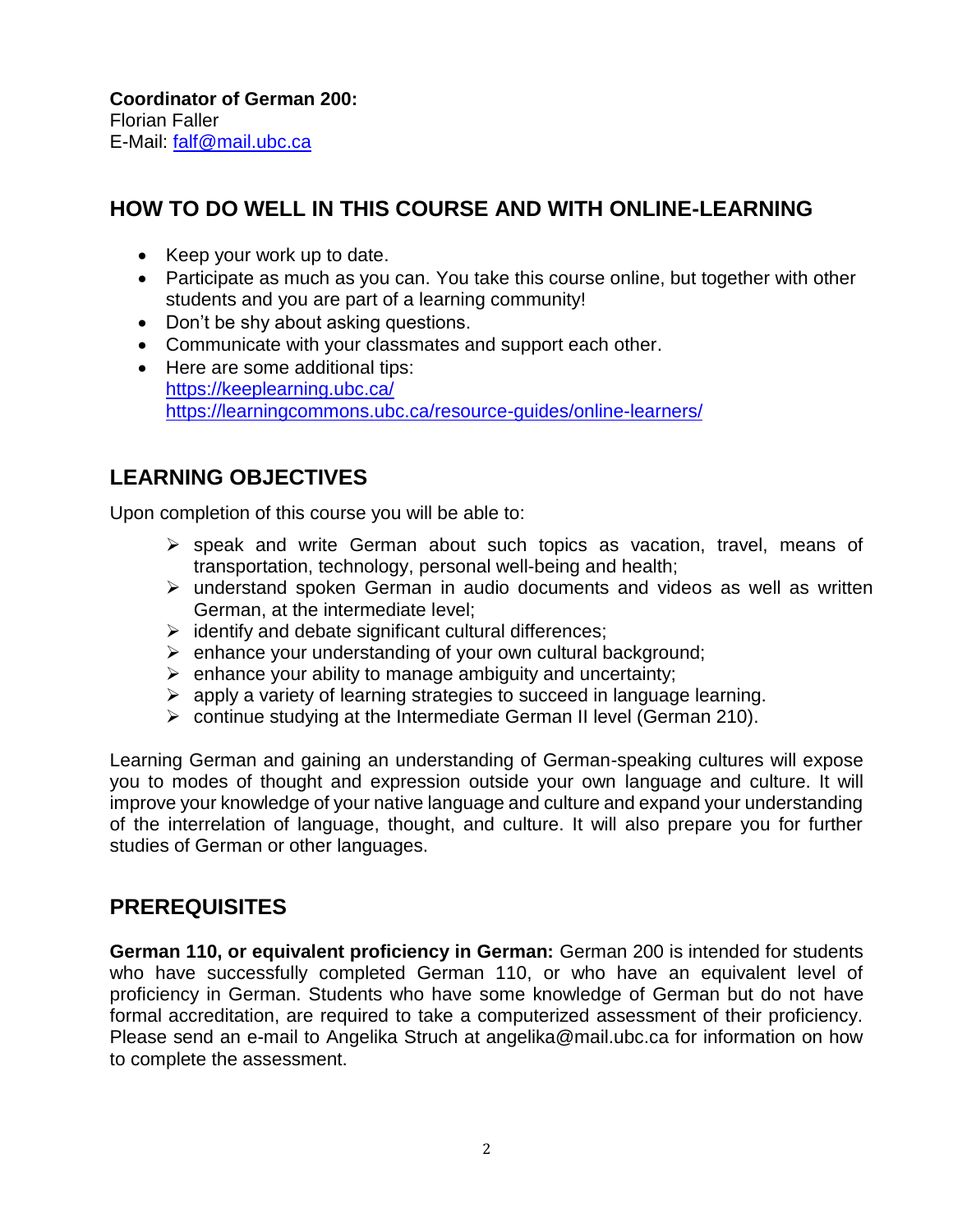**Coordinator of German 200:**
Florian Faller
E-Mail: falf@mail.ubc.ca

## HOW TO DO WELL IN THIS COURSE AND WITH ONLINE-LEARNING

- Keep your work up to date.
- Participate as much as you can. You take this course online, but together with other students and you are part of a learning community!
- Don't be shy about asking questions.
- Communicate with your classmates and support each other.
- Here are some additional tips:
  https://keeplearning.ubc.ca/
  https://learningcommons.ubc.ca/resource-guides/online-learners/

## LEARNING OBJECTIVES

Upon completion of this course you will be able to:

- speak and write German about such topics as vacation, travel, means of transportation, technology, personal well-being and health;
- understand spoken German in audio documents and videos as well as written German, at the intermediate level;
- identify and debate significant cultural differences;
- enhance your understanding of your own cultural background;
- enhance your ability to manage ambiguity and uncertainty;
- apply a variety of learning strategies to succeed in language learning.
- continue studying at the Intermediate German II level (German 210).

Learning German and gaining an understanding of German-speaking cultures will expose you to modes of thought and expression outside your own language and culture. It will improve your knowledge of your native language and culture and expand your understanding of the interrelation of language, thought, and culture. It will also prepare you for further studies of German or other languages.

## PREREQUISITES

**German 110, or equivalent proficiency in German:** German 200 is intended for students who have successfully completed German 110, or who have an equivalent level of proficiency in German. Students who have some knowledge of German but do not have formal accreditation, are required to take a computerized assessment of their proficiency. Please send an e-mail to Angelika Struch at angelika@mail.ubc.ca for information on how to complete the assessment.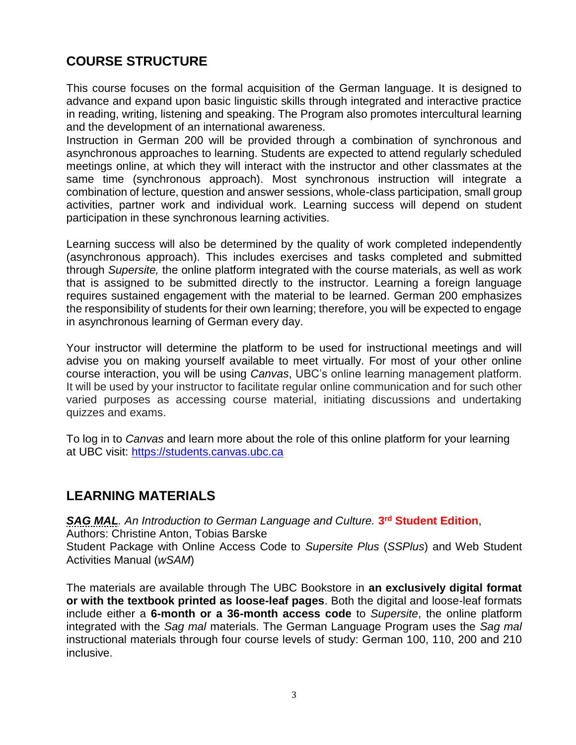## COURSE STRUCTURE

This course focuses on the formal acquisition of the German language. It is designed to advance and expand upon basic linguistic skills through integrated and interactive practice in reading, writing, listening and speaking. The Program also promotes intercultural learning and the development of an international awareness.
Instruction in German 200 will be provided through a combination of synchronous and asynchronous approaches to learning. Students are expected to attend regularly scheduled meetings online, at which they will interact with the instructor and other classmates at the same time (synchronous approach). Most synchronous instruction will integrate a combination of lecture, question and answer sessions, whole-class participation, small group activities, partner work and individual work. Learning success will depend on student participation in these synchronous learning activities.

Learning success will also be determined by the quality of work completed independently (asynchronous approach). This includes exercises and tasks completed and submitted through *Supersite,* the online platform integrated with the course materials, as well as work that is assigned to be submitted directly to the instructor. Learning a foreign language requires sustained engagement with the material to be learned. German 200 emphasizes the responsibility of students for their own learning; therefore, you will be expected to engage in asynchronous learning of German every day.

Your instructor will determine the platform to be used for instructional meetings and will advise you on making yourself available to meet virtually. For most of your other online course interaction, you will be using *Canvas*, UBC's online learning management platform. It will be used by your instructor to facilitate regular online communication and for such other varied purposes as accessing course material, initiating discussions and undertaking quizzes and exams.

To log in to *Canvas* and learn more about the role of this online platform for your learning at UBC visit: https://students.canvas.ubc.ca

## LEARNING MATERIALS

***SAG MAL****. An Introduction to German Language and Culture.* **3rd Student Edition**,
Authors: Christine Anton, Tobias Barske
Student Package with Online Access Code to *Supersite Plus* (*SSPlus*) and Web Student Activities Manual (*wSAM*)

The materials are available through The UBC Bookstore in **an exclusively digital format or with the textbook printed as loose-leaf pages**. Both the digital and loose-leaf formats include either a **6-month or a 36-month access code** to *Supersite*, the online platform integrated with the *Sag mal* materials. The German Language Program uses the *Sag mal* instructional materials through four course levels of study: German 100, 110, 200 and 210 inclusive.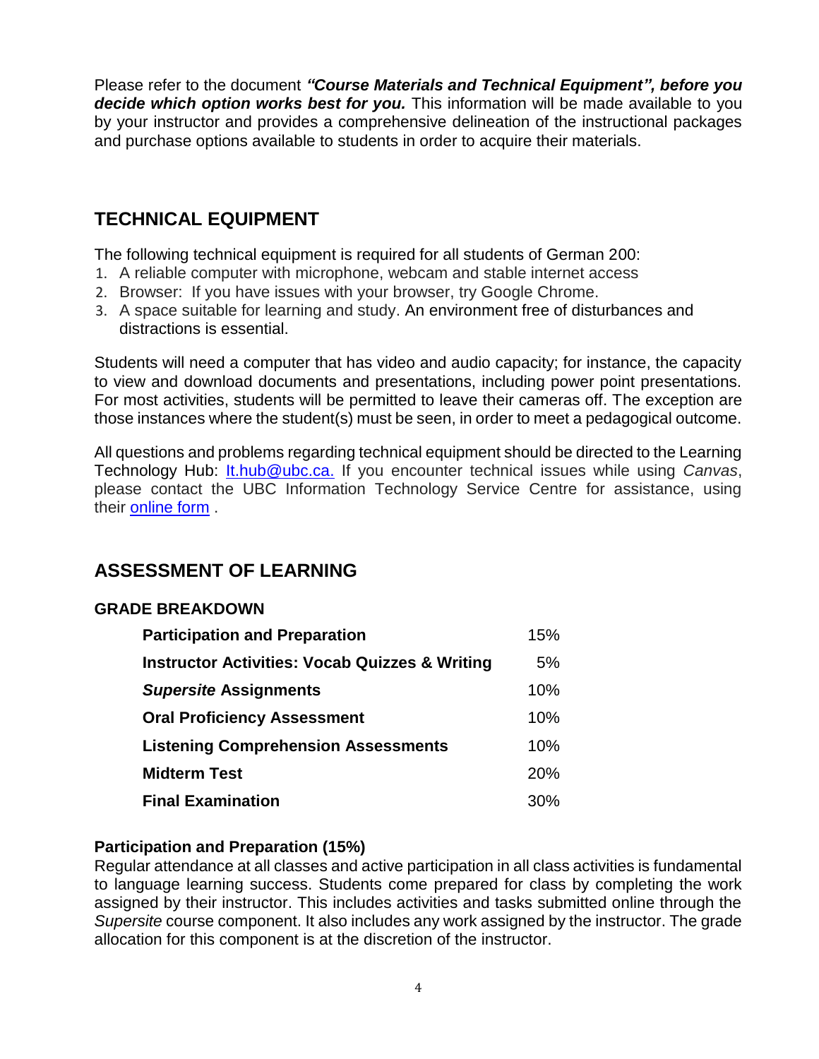Please refer to the document ***"Course Materials and Technical Equipment", before you decide which option works best for you.*** This information will be made available to you by your instructor and provides a comprehensive delineation of the instructional packages and purchase options available to students in order to acquire their materials.

## TECHNICAL EQUIPMENT

The following technical equipment is required for all students of German 200:

1. A reliable computer with microphone, webcam and stable internet access
2. Browser: If you have issues with your browser, try Google Chrome.
3. A space suitable for learning and study. An environment free of disturbances and distractions is essential.

Students will need a computer that has video and audio capacity; for instance, the capacity to view and download documents and presentations, including power point presentations. For most activities, students will be permitted to leave their cameras off. The exception are those instances where the student(s) must be seen, in order to meet a pedagogical outcome.

All questions and problems regarding technical equipment should be directed to the Learning Technology Hub: [lt.hub@ubc.ca.](mailto:lt.hub@ubc.ca) If you encounter technical issues while using *Canvas*, please contact the UBC Information Technology Service Centre for assistance, using their [online form](#) .

## ASSESSMENT OF LEARNING

### GRADE BREAKDOWN

| Component | Weight |
|---|---|
| **Participation and Preparation** | 15% |
| **Instructor Activities: Vocab Quizzes & Writing** | 5% |
| ***Supersite* Assignments** | 10% |
| **Oral Proficiency Assessment** | 10% |
| **Listening Comprehension Assessments** | 10% |
| **Midterm Test** | 20% |
| **Final Examination** | 30% |

**Participation and Preparation (15%)**

Regular attendance at all classes and active participation in all class activities is fundamental to language learning success. Students come prepared for class by completing the work assigned by their instructor. This includes activities and tasks submitted online through the *Supersite* course component. It also includes any work assigned by the instructor. The grade allocation for this component is at the discretion of the instructor.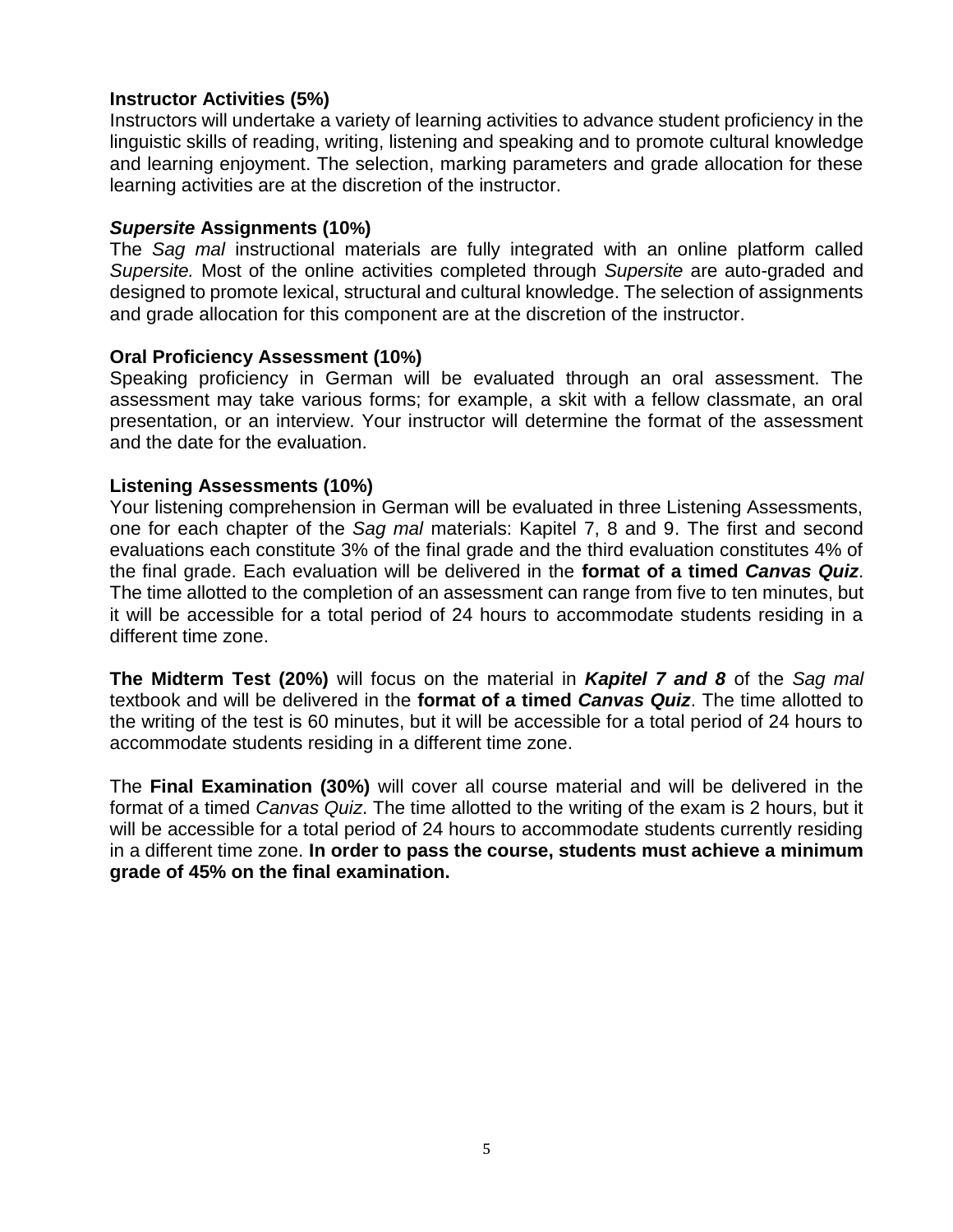**Instructor Activities (5%)**
Instructors will undertake a variety of learning activities to advance student proficiency in the linguistic skills of reading, writing, listening and speaking and to promote cultural knowledge and learning enjoyment. The selection, marking parameters and grade allocation for these learning activities are at the discretion of the instructor.

***Supersite* Assignments (10%)**
The *Sag mal* instructional materials are fully integrated with an online platform called *Supersite.* Most of the online activities completed through *Supersite* are auto-graded and designed to promote lexical, structural and cultural knowledge. The selection of assignments and grade allocation for this component are at the discretion of the instructor.

**Oral Proficiency Assessment (10%)**
Speaking proficiency in German will be evaluated through an oral assessment. The assessment may take various forms; for example, a skit with a fellow classmate, an oral presentation, or an interview. Your instructor will determine the format of the assessment and the date for the evaluation.

**Listening Assessments (10%)**
Your listening comprehension in German will be evaluated in three Listening Assessments, one for each chapter of the *Sag mal* materials: Kapitel 7, 8 and 9. The first and second evaluations each constitute 3% of the final grade and the third evaluation constitutes 4% of the final grade. Each evaluation will be delivered in the **format of a timed *Canvas Quiz***. The time allotted to the completion of an assessment can range from five to ten minutes, but it will be accessible for a total period of 24 hours to accommodate students residing in a different time zone.

**The Midterm Test (20%)** will focus on the material in ***Kapitel 7 and 8*** of the *Sag mal* textbook and will be delivered in the **format of a timed *Canvas Quiz***. The time allotted to the writing of the test is 60 minutes, but it will be accessible for a total period of 24 hours to accommodate students residing in a different time zone.

The **Final Examination (30%)** will cover all course material and will be delivered in the format of a timed *Canvas Quiz*. The time allotted to the writing of the exam is 2 hours, but it will be accessible for a total period of 24 hours to accommodate students currently residing in a different time zone. **In order to pass the course, students must achieve a minimum grade of 45% on the final examination.**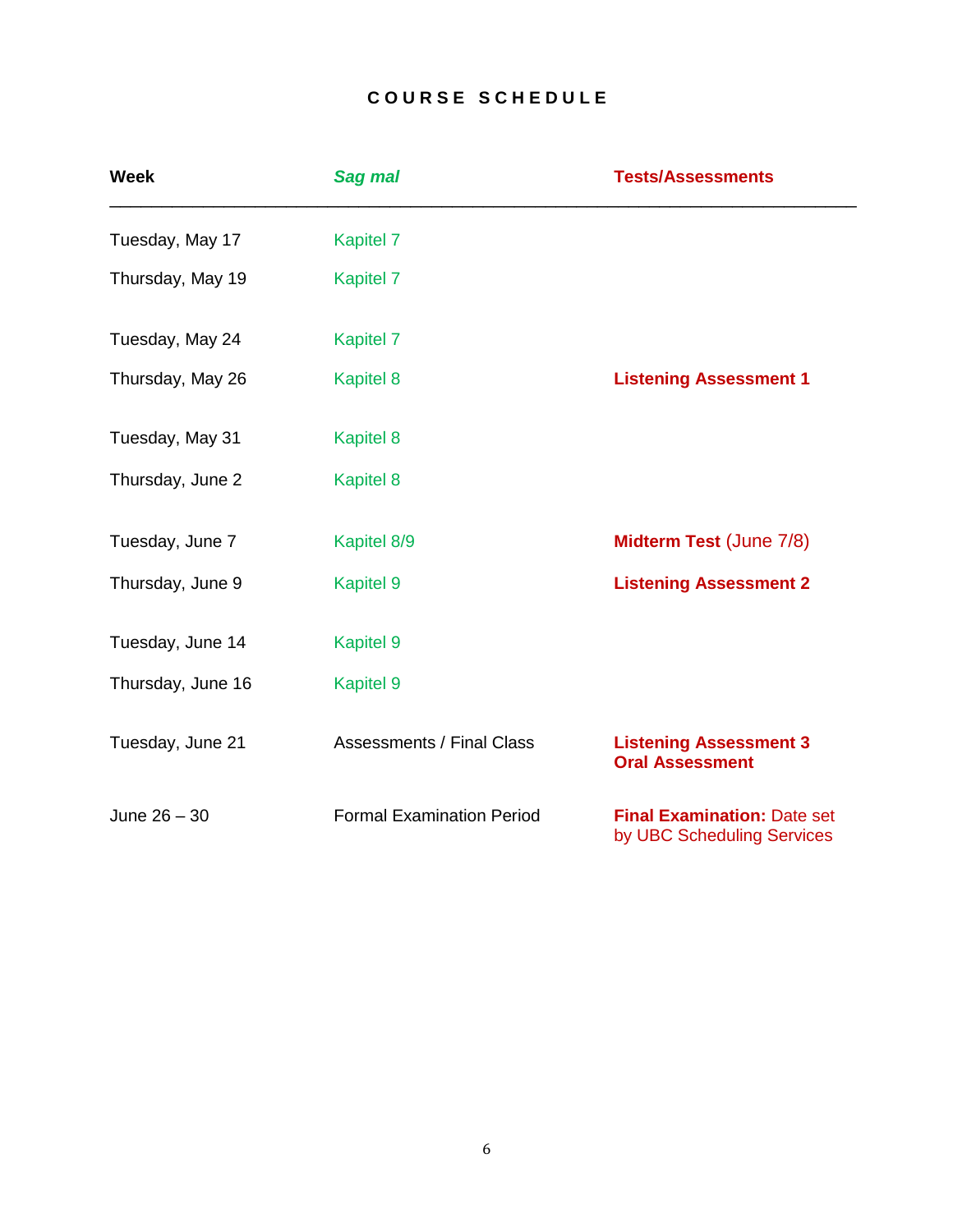# COURSE SCHEDULE

| Week | *Sag mal* | Tests/Assessments |
|---|---|---|
| Tuesday, May 17 | Kapitel 7 | |
| Thursday, May 19 | Kapitel 7 | |
| Tuesday, May 24 | Kapitel 7 | |
| Thursday, May 26 | Kapitel 8 | **Listening Assessment 1** |
| Tuesday, May 31 | Kapitel 8 | |
| Thursday, June 2 | Kapitel 8 | |
| Tuesday, June 7 | Kapitel 8/9 | **Midterm Test** (June 7/8) |
| Thursday, June 9 | Kapitel 9 | **Listening Assessment 2** |
| Tuesday, June 14 | Kapitel 9 | |
| Thursday, June 16 | Kapitel 9 | |
| Tuesday, June 21 | Assessments / Final Class | **Listening Assessment 3**<br>**Oral Assessment** |
| June 26 – 30 | Formal Examination Period | **Final Examination:** Date set by UBC Scheduling Services |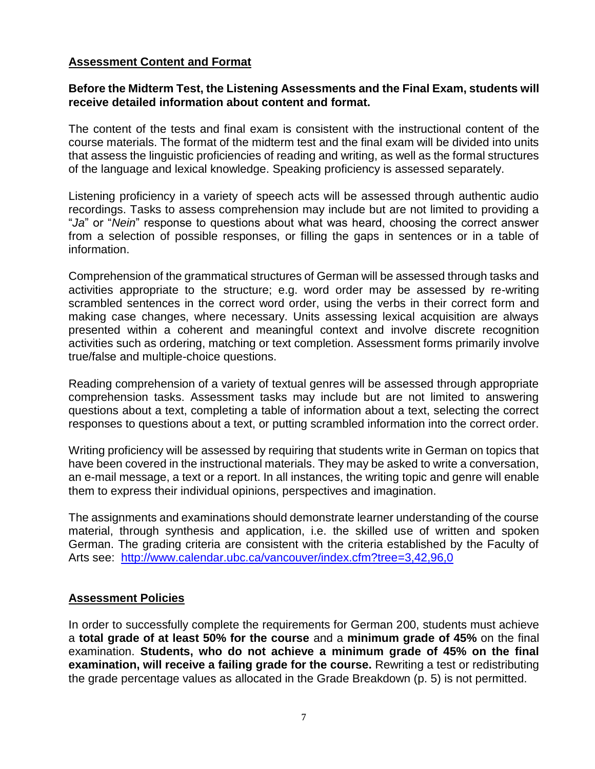## Assessment Content and Format

**Before the Midterm Test, the Listening Assessments and the Final Exam, students will receive detailed information about content and format.**

The content of the tests and final exam is consistent with the instructional content of the course materials. The format of the midterm test and the final exam will be divided into units that assess the linguistic proficiencies of reading and writing, as well as the formal structures of the language and lexical knowledge. Speaking proficiency is assessed separately.

Listening proficiency in a variety of speech acts will be assessed through authentic audio recordings. Tasks to assess comprehension may include but are not limited to providing a "*Ja*" or "*Nein*" response to questions about what was heard, choosing the correct answer from a selection of possible responses, or filling the gaps in sentences or in a table of information.

Comprehension of the grammatical structures of German will be assessed through tasks and activities appropriate to the structure; e.g. word order may be assessed by re-writing scrambled sentences in the correct word order, using the verbs in their correct form and making case changes, where necessary. Units assessing lexical acquisition are always presented within a coherent and meaningful context and involve discrete recognition activities such as ordering, matching or text completion. Assessment forms primarily involve true/false and multiple-choice questions.

Reading comprehension of a variety of textual genres will be assessed through appropriate comprehension tasks. Assessment tasks may include but are not limited to answering questions about a text, completing a table of information about a text, selecting the correct responses to questions about a text, or putting scrambled information into the correct order.

Writing proficiency will be assessed by requiring that students write in German on topics that have been covered in the instructional materials. They may be asked to write a conversation, an e-mail message, a text or a report. In all instances, the writing topic and genre will enable them to express their individual opinions, perspectives and imagination.

The assignments and examinations should demonstrate learner understanding of the course material, through synthesis and application, i.e. the skilled use of written and spoken German. The grading criteria are consistent with the criteria established by the Faculty of Arts see: [http://www.calendar.ubc.ca/vancouver/index.cfm?tree=3,42,96,0](http://www.calendar.ubc.ca/vancouver/index.cfm?tree=3,42,96,0)

## Assessment Policies

In order to successfully complete the requirements for German 200, students must achieve a **total grade of at least 50% for the course** and a **minimum grade of 45%** on the final examination. **Students, who do not achieve a minimum grade of 45% on the final examination, will receive a failing grade for the course.** Rewriting a test or redistributing the grade percentage values as allocated in the Grade Breakdown (p. 5) is not permitted.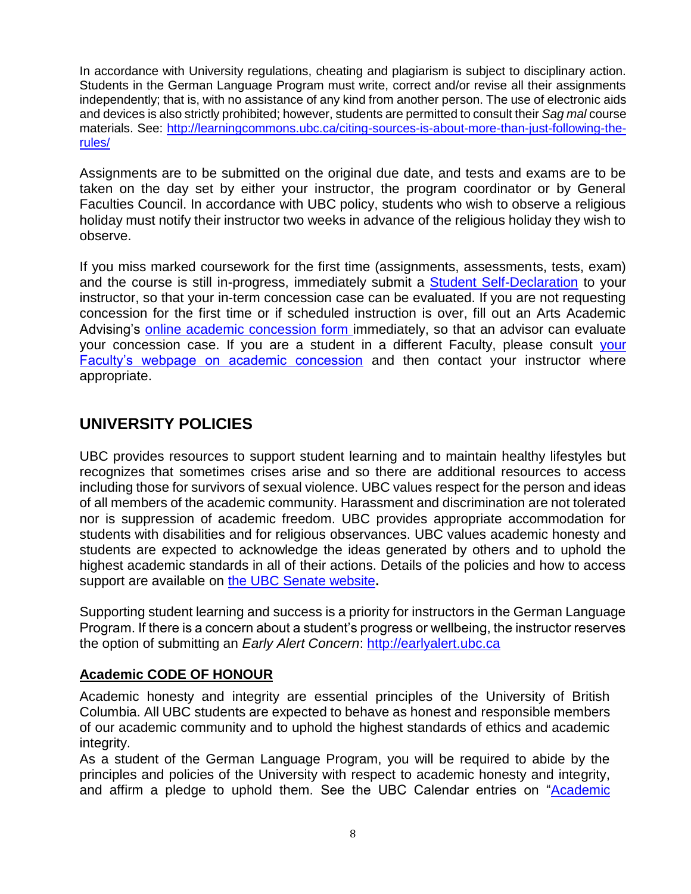In accordance with University regulations, cheating and plagiarism is subject to disciplinary action. Students in the German Language Program must write, correct and/or revise all their assignments independently; that is, with no assistance of any kind from another person. The use of electronic aids and devices is also strictly prohibited; however, students are permitted to consult their *Sag mal* course materials. See: [http://learningcommons.ubc.ca/citing-sources-is-about-more-than-just-following-the-rules/](http://learningcommons.ubc.ca/citing-sources-is-about-more-than-just-following-the-rules/)

Assignments are to be submitted on the original due date, and tests and exams are to be taken on the day set by either your instructor, the program coordinator or by General Faculties Council. In accordance with UBC policy, students who wish to observe a religious holiday must notify their instructor two weeks in advance of the religious holiday they wish to observe.

If you miss marked coursework for the first time (assignments, assessments, tests, exam) and the course is still in-progress, immediately submit a [Student Self-Declaration]() to your instructor, so that your in-term concession case can be evaluated. If you are not requesting concession for the first time or if scheduled instruction is over, fill out an Arts Academic Advising's [online academic concession form]() immediately, so that an advisor can evaluate your concession case. If you are a student in a different Faculty, please consult [your Faculty's webpage on academic concession]() and then contact your instructor where appropriate.

## UNIVERSITY POLICIES

UBC provides resources to support student learning and to maintain healthy lifestyles but recognizes that sometimes crises arise and so there are additional resources to access including those for survivors of sexual violence. UBC values respect for the person and ideas of all members of the academic community. Harassment and discrimination are not tolerated nor is suppression of academic freedom. UBC provides appropriate accommodation for students with disabilities and for religious observances. UBC values academic honesty and students are expected to acknowledge the ideas generated by others and to uphold the highest academic standards in all of their actions. Details of the policies and how to access support are available on [the UBC Senate website]()**.**

Supporting student learning and success is a priority for instructors in the German Language Program. If there is a concern about a student's progress or wellbeing, the instructor reserves the option of submitting an *Early Alert Concern*: [http://earlyalert.ubc.ca](http://earlyalert.ubc.ca)

### Academic CODE OF HONOUR

Academic honesty and integrity are essential principles of the University of British Columbia. All UBC students are expected to behave as honest and responsible members of our academic community and to uphold the highest standards of ethics and academic integrity.

As a student of the German Language Program, you will be required to abide by the principles and policies of the University with respect to academic honesty and integrity, and affirm a pledge to uphold them. See the UBC Calendar entries on "Academic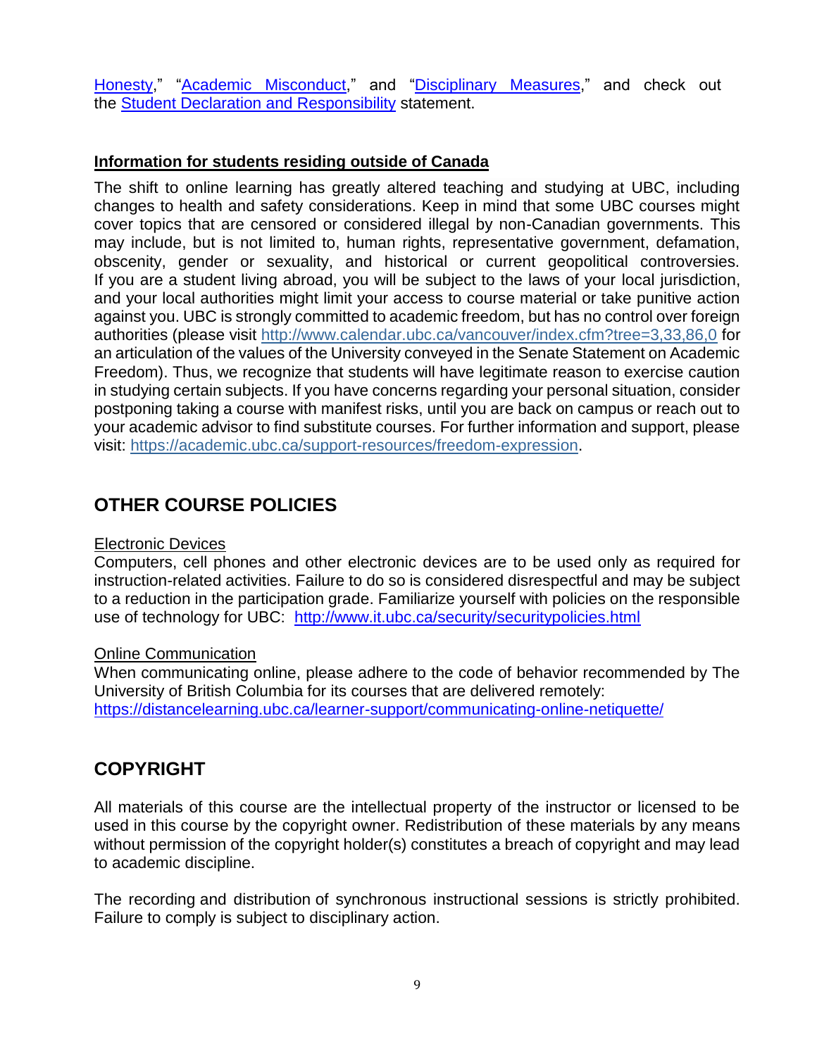Honesty," "Academic Misconduct," and "Disciplinary Measures," and check out the Student Declaration and Responsibility statement.

**Information for students residing outside of Canada**

The shift to online learning has greatly altered teaching and studying at UBC, including changes to health and safety considerations. Keep in mind that some UBC courses might cover topics that are censored or considered illegal by non-Canadian governments. This may include, but is not limited to, human rights, representative government, defamation, obscenity, gender or sexuality, and historical or current geopolitical controversies. If you are a student living abroad, you will be subject to the laws of your local jurisdiction, and your local authorities might limit your access to course material or take punitive action against you. UBC is strongly committed to academic freedom, but has no control over foreign authorities (please visit http://www.calendar.ubc.ca/vancouver/index.cfm?tree=3,33,86,0 for an articulation of the values of the University conveyed in the Senate Statement on Academic Freedom). Thus, we recognize that students will have legitimate reason to exercise caution in studying certain subjects. If you have concerns regarding your personal situation, consider postponing taking a course with manifest risks, until you are back on campus or reach out to your academic advisor to find substitute courses. For further information and support, please visit: https://academic.ubc.ca/support-resources/freedom-expression.

## OTHER COURSE POLICIES

Electronic Devices

Computers, cell phones and other electronic devices are to be used only as required for instruction-related activities. Failure to do so is considered disrespectful and may be subject to a reduction in the participation grade. Familiarize yourself with policies on the responsible use of technology for UBC: http://www.it.ubc.ca/security/securitypolicies.html

Online Communication

When communicating online, please adhere to the code of behavior recommended by The University of British Columbia for its courses that are delivered remotely:
https://distancelearning.ubc.ca/learner-support/communicating-online-netiquette/

## COPYRIGHT

All materials of this course are the intellectual property of the instructor or licensed to be used in this course by the copyright owner. Redistribution of these materials by any means without permission of the copyright holder(s) constitutes a breach of copyright and may lead to academic discipline.

The recording and distribution of synchronous instructional sessions is strictly prohibited. Failure to comply is subject to disciplinary action.